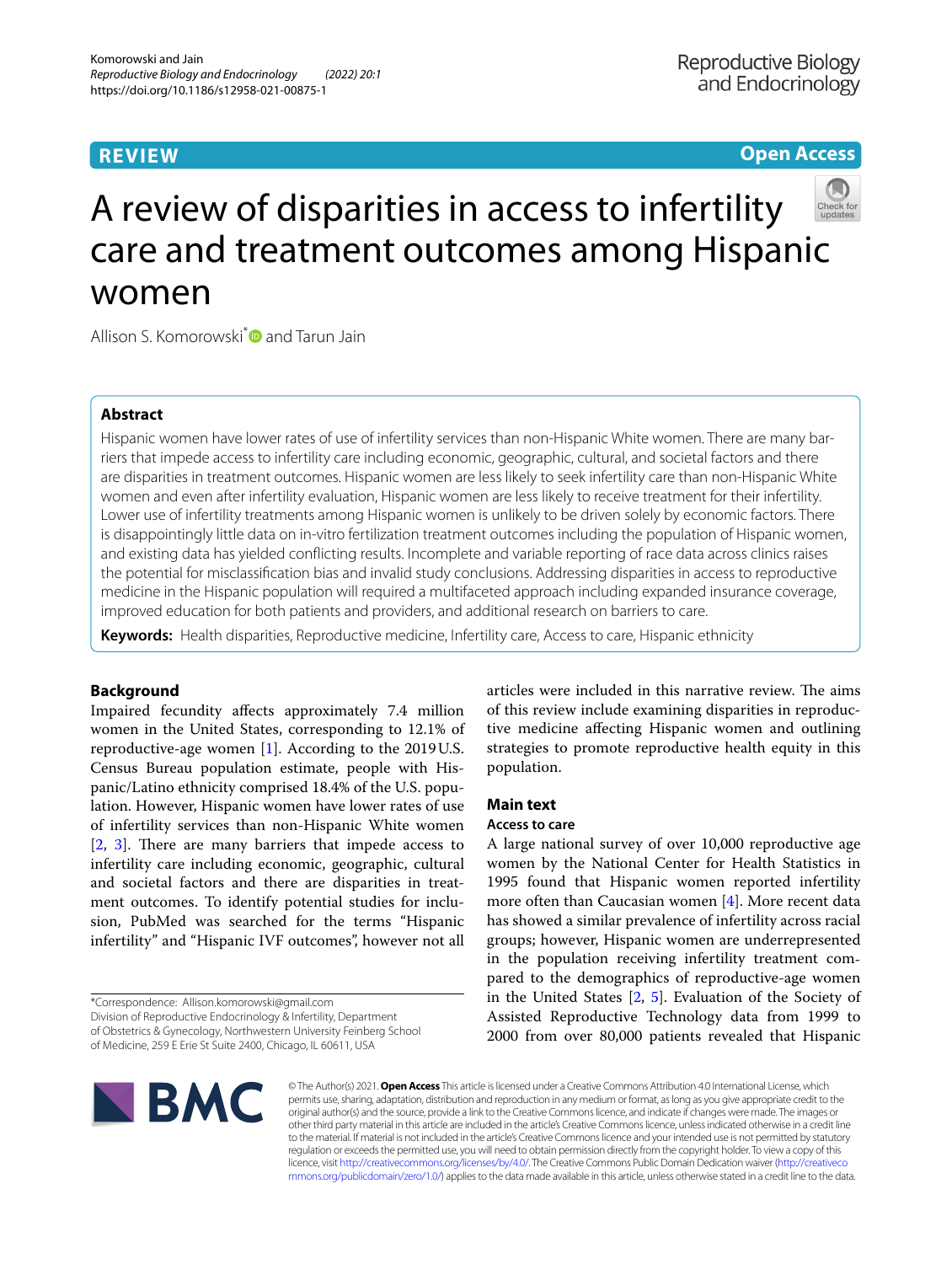**REVIEW** **Open Access**

# A review of disparities in access to infertility care and treatment outcomes among Hispanic women

Allison S. Komorowski* and Tarun Jain

## Abstract

Hispanic women have lower rates of use of infertility services than non-Hispanic White women. There are many barriers that impede access to infertility care including economic, geographic, cultural, and societal factors and there are disparities in treatment outcomes. Hispanic women are less likely to seek infertility care than non-Hispanic White women and even after infertility evaluation, Hispanic women are less likely to receive treatment for their infertility. Lower use of infertility treatments among Hispanic women is unlikely to be driven solely by economic factors. There is disappointingly little data on in-vitro fertilization treatment outcomes including the population of Hispanic women, and existing data has yielded conflicting results. Incomplete and variable reporting of race data across clinics raises the potential for misclassification bias and invalid study conclusions. Addressing disparities in access to reproductive medicine in the Hispanic population will required a multifaceted approach including expanded insurance coverage, improved education for both patients and providers, and additional research on barriers to care.

**Keywords:** Health disparities, Reproductive medicine, Infertility care, Access to care, Hispanic ethnicity

## Background

Impaired fecundity affects approximately 7.4 million women in the United States, corresponding to 12.1% of reproductive-age women [1]. According to the 2019 U.S. Census Bureau population estimate, people with Hispanic/Latino ethnicity comprised 18.4% of the U.S. population. However, Hispanic women have lower rates of use of infertility services than non-Hispanic White women [2, 3]. There are many barriers that impede access to infertility care including economic, geographic, cultural and societal factors and there are disparities in treatment outcomes. To identify potential studies for inclusion, PubMed was searched for the terms "Hispanic infertility" and "Hispanic IVF outcomes", however not all articles were included in this narrative review. The aims of this review include examining disparities in reproductive medicine affecting Hispanic women and outlining strategies to promote reproductive health equity in this population.

## Main text

### Access to care

A large national survey of over 10,000 reproductive age women by the National Center for Health Statistics in 1995 found that Hispanic women reported infertility more often than Caucasian women [4]. More recent data has showed a similar prevalence of infertility across racial groups; however, Hispanic women are underrepresented in the population receiving infertility treatment compared to the demographics of reproductive-age women in the United States [2, 5]. Evaluation of the Society of Assisted Reproductive Technology data from 1999 to 2000 from over 80,000 patients revealed that Hispanic

*Correspondence: Allison.komorowski@gmail.com
Division of Reproductive Endocrinology & Infertility, Department of Obstetrics & Gynecology, Northwestern University Feinberg School of Medicine, 259 E Erie St Suite 2400, Chicago, IL 60611, USA

© The Author(s) 2021. **Open Access** This article is licensed under a Creative Commons Attribution 4.0 International License, which permits use, sharing, adaptation, distribution and reproduction in any medium or format, as long as you give appropriate credit to the original author(s) and the source, provide a link to the Creative Commons licence, and indicate if changes were made. The images or other third party material in this article are included in the article's Creative Commons licence, unless indicated otherwise in a credit line to the material. If material is not included in the article's Creative Commons licence and your intended use is not permitted by statutory regulation or exceeds the permitted use, you will need to obtain permission directly from the copyright holder. To view a copy of this licence, visit http://creativecommons.org/licenses/by/4.0/. The Creative Commons Public Domain Dedication waiver (http://creativecommons.org/publicdomain/zero/1.0/) applies to the data made available in this article, unless otherwise stated in a credit line to the data.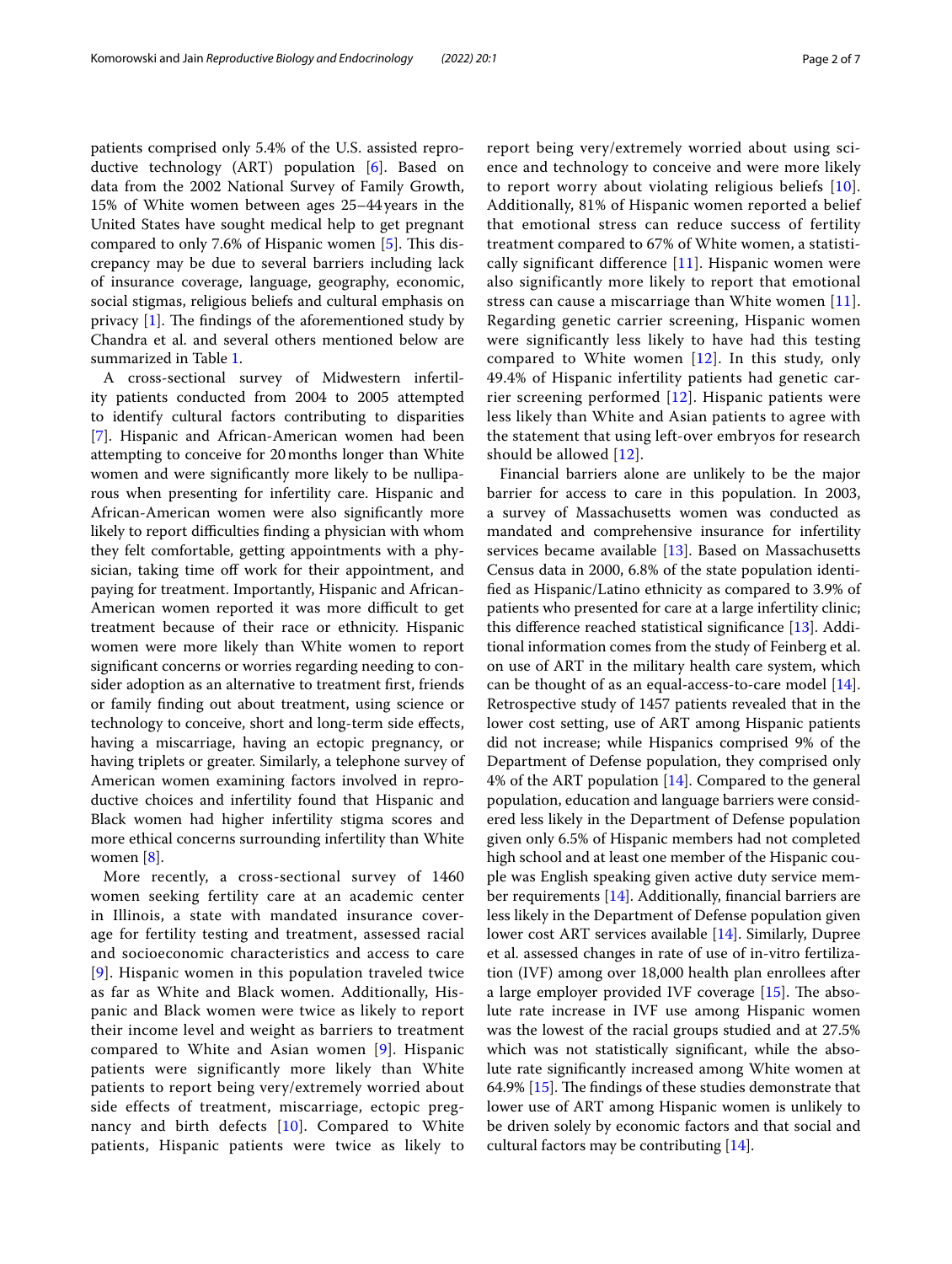patients comprised only 5.4% of the U.S. assisted reproductive technology (ART) population [6]. Based on data from the 2002 National Survey of Family Growth, 15% of White women between ages 25–44 years in the United States have sought medical help to get pregnant compared to only 7.6% of Hispanic women [5]. This discrepancy may be due to several barriers including lack of insurance coverage, language, geography, economic, social stigmas, religious beliefs and cultural emphasis on privacy [1]. The findings of the aforementioned study by Chandra et al. and several others mentioned below are summarized in Table 1.

A cross-sectional survey of Midwestern infertility patients conducted from 2004 to 2005 attempted to identify cultural factors contributing to disparities [7]. Hispanic and African-American women had been attempting to conceive for 20 months longer than White women and were significantly more likely to be nulliparous when presenting for infertility care. Hispanic and African-American women were also significantly more likely to report difficulties finding a physician with whom they felt comfortable, getting appointments with a physician, taking time off work for their appointment, and paying for treatment. Importantly, Hispanic and African-American women reported it was more difficult to get treatment because of their race or ethnicity. Hispanic women were more likely than White women to report significant concerns or worries regarding needing to consider adoption as an alternative to treatment first, friends or family finding out about treatment, using science or technology to conceive, short and long-term side effects, having a miscarriage, having an ectopic pregnancy, or having triplets or greater. Similarly, a telephone survey of American women examining factors involved in reproductive choices and infertility found that Hispanic and Black women had higher infertility stigma scores and more ethical concerns surrounding infertility than White women [8].

More recently, a cross-sectional survey of 1460 women seeking fertility care at an academic center in Illinois, a state with mandated insurance coverage for fertility testing and treatment, assessed racial and socioeconomic characteristics and access to care [9]. Hispanic women in this population traveled twice as far as White and Black women. Additionally, Hispanic and Black women were twice as likely to report their income level and weight as barriers to treatment compared to White and Asian women [9]. Hispanic patients were significantly more likely than White patients to report being very/extremely worried about side effects of treatment, miscarriage, ectopic pregnancy and birth defects [10]. Compared to White patients, Hispanic patients were twice as likely to report being very/extremely worried about using science and technology to conceive and were more likely to report worry about violating religious beliefs [10]. Additionally, 81% of Hispanic women reported a belief that emotional stress can reduce success of fertility treatment compared to 67% of White women, a statistically significant difference [11]. Hispanic women were also significantly more likely to report that emotional stress can cause a miscarriage than White women [11]. Regarding genetic carrier screening, Hispanic women were significantly less likely to have had this testing compared to White women [12]. In this study, only 49.4% of Hispanic infertility patients had genetic carrier screening performed [12]. Hispanic patients were less likely than White and Asian patients to agree with the statement that using left-over embryos for research should be allowed [12].

Financial barriers alone are unlikely to be the major barrier for access to care in this population. In 2003, a survey of Massachusetts women was conducted as mandated and comprehensive insurance for infertility services became available [13]. Based on Massachusetts Census data in 2000, 6.8% of the state population identified as Hispanic/Latino ethnicity as compared to 3.9% of patients who presented for care at a large infertility clinic; this difference reached statistical significance [13]. Additional information comes from the study of Feinberg et al. on use of ART in the military health care system, which can be thought of as an equal-access-to-care model [14]. Retrospective study of 1457 patients revealed that in the lower cost setting, use of ART among Hispanic patients did not increase; while Hispanics comprised 9% of the Department of Defense population, they comprised only 4% of the ART population [14]. Compared to the general population, education and language barriers were considered less likely in the Department of Defense population given only 6.5% of Hispanic members had not completed high school and at least one member of the Hispanic couple was English speaking given active duty service member requirements [14]. Additionally, financial barriers are less likely in the Department of Defense population given lower cost ART services available [14]. Similarly, Dupree et al. assessed changes in rate of use of in-vitro fertilization (IVF) among over 18,000 health plan enrollees after a large employer provided IVF coverage [15]. The absolute rate increase in IVF use among Hispanic women was the lowest of the racial groups studied and at 27.5% which was not statistically significant, while the absolute rate significantly increased among White women at 64.9% [15]. The findings of these studies demonstrate that lower use of ART among Hispanic women is unlikely to be driven solely by economic factors and that social and cultural factors may be contributing [14].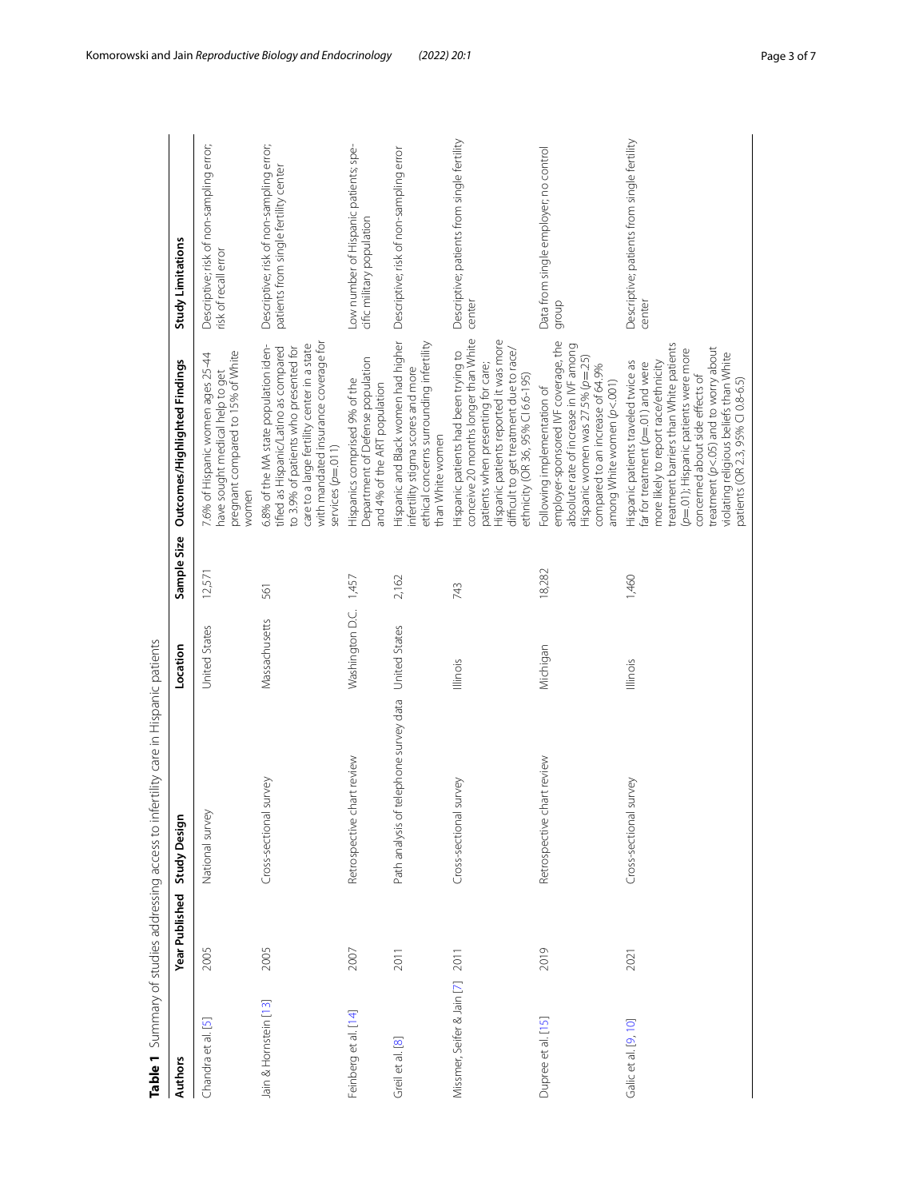**Table 1** Summary of studies addressing access to infertility care in Hispanic patients

| Authors | Year Published | Study Design | Location | Sample Size | Outcomes/Highlighted Findings | Study Limitations |
|---|---|---|---|---|---|---|
| Chandra et al. [5] | 2005 | National survey | United States | 12,571 | 7.6% of Hispanic women ages 25-44 have sought medical help to get pregnant compared to 15% of White women | Descriptive; risk of non-sampling error; risk of recall error |
| Jain & Hornstein [13] | 2005 | Cross-sectional survey | Massachusetts | 561 | 6.8% of the MA state population identified as Hispanic/Latino as compared to 3.9% of patients who presented for care to a large fertility center in a state with mandated insurance coverage for services ($p = .011$) | Descriptive; risk of non-sampling error; patients from single fertility center |
| Feinberg et al. [14] | 2007 | Retrospective chart review | Washington D.C. | 1,457 | Hispanics comprised 9% of the Department of Defense population and 4% of the ART population | Low number of Hispanic patients; specific military population |
| Greil et al. [8] | 2011 | Path analysis of telephone survey data | United States | 2,162 | Hispanic and Black women had higher infertility stigma scores and more ethical concerns surrounding infertility than White women | Descriptive; risk of non-sampling error |
| Missmer, Seifer & Jain [7] | 2011 | Cross-sectional survey | Illinois | 743 | Hispanic patients had been trying to conceive 20 months longer than White patients when presenting for care; Hispanic patients reported it was more difficult to get treatment due to race/ethnicity (OR 36, 95% CI 6.6-195) | Descriptive; patients from single fertility center |
| Dupree et al. [15] | 2019 | Retrospective chart review | Michigan | 18,282 | Following implementation of employer-sponsored IVF coverage, the absolute rate of increase in IVF among Hispanic women was 27.5% ($p = .25$) compared to an increase of 64.9% among White women ($p < .001$) | Data from single employer; no control group |
| Galic et al. [9, 10] | 2021 | Cross-sectional survey | Illinois | 1,460 | Hispanic patients traveled twice as far for treatment ($p = .01$) and were more likely to report race/ethnicity treatment barriers than White patients ($p = .01$); Hispanic patients were more concerned about side effects of treatment ($p < .05$) and to worry about violating religious beliefs than White patients (OR 2.3, 95% CI 0.8-6.5) | Descriptive; patients from single fertility center |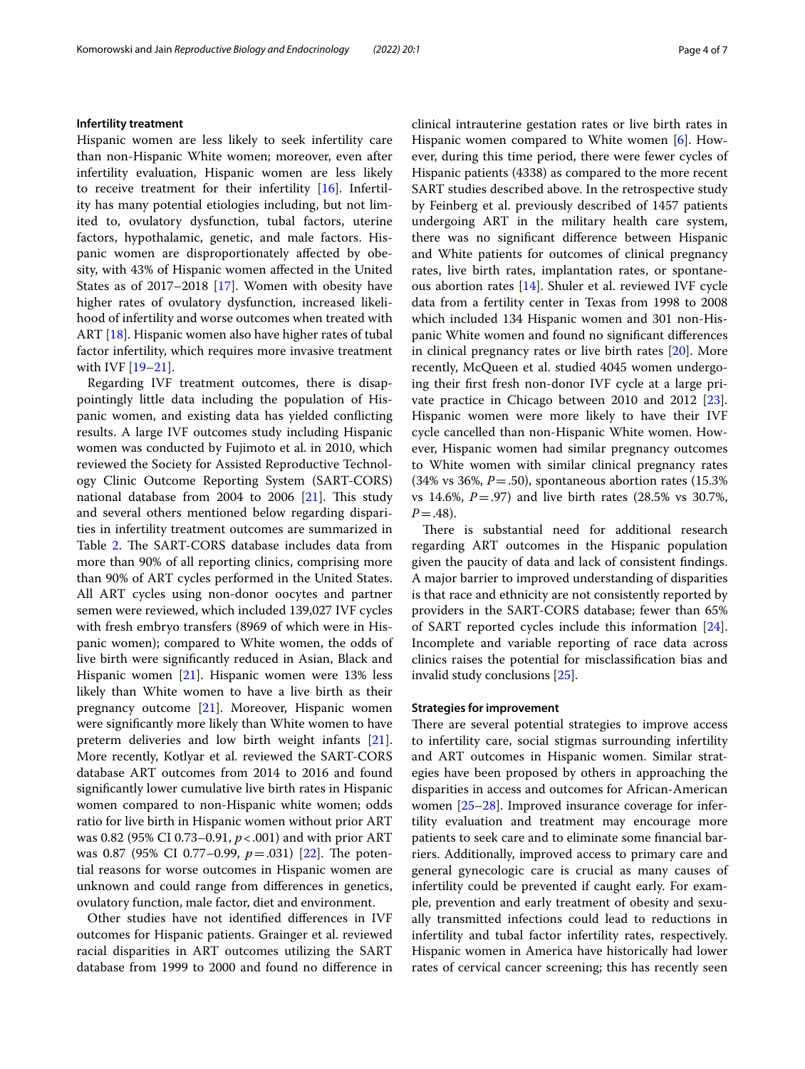### Infertility treatment

Hispanic women are less likely to seek infertility care than non-Hispanic White women; moreover, even after infertility evaluation, Hispanic women are less likely to receive treatment for their infertility [16]. Infertility has many potential etiologies including, but not limited to, ovulatory dysfunction, tubal factors, uterine factors, hypothalamic, genetic, and male factors. Hispanic women are disproportionately affected by obesity, with 43% of Hispanic women affected in the United States as of 2017–2018 [17]. Women with obesity have higher rates of ovulatory dysfunction, increased likelihood of infertility and worse outcomes when treated with ART [18]. Hispanic women also have higher rates of tubal factor infertility, which requires more invasive treatment with IVF [19–21].

Regarding IVF treatment outcomes, there is disappointingly little data including the population of Hispanic women, and existing data has yielded conflicting results. A large IVF outcomes study including Hispanic women was conducted by Fujimoto et al. in 2010, which reviewed the Society for Assisted Reproductive Technology Clinic Outcome Reporting System (SART-CORS) national database from 2004 to 2006 [21]. This study and several others mentioned below regarding disparities in infertility treatment outcomes are summarized in Table 2. The SART-CORS database includes data from more than 90% of all reporting clinics, comprising more than 90% of ART cycles performed in the United States. All ART cycles using non-donor oocytes and partner semen were reviewed, which included 139,027 IVF cycles with fresh embryo transfers (8969 of which were in Hispanic women); compared to White women, the odds of live birth were significantly reduced in Asian, Black and Hispanic women [21]. Hispanic women were 13% less likely than White women to have a live birth as their pregnancy outcome [21]. Moreover, Hispanic women were significantly more likely than White women to have preterm deliveries and low birth weight infants [21]. More recently, Kotlyar et al. reviewed the SART-CORS database ART outcomes from 2014 to 2016 and found significantly lower cumulative live birth rates in Hispanic women compared to non-Hispanic white women; odds ratio for live birth in Hispanic women without prior ART was 0.82 (95% CI 0.73–0.91, $p < .001$) and with prior ART was 0.87 (95% CI 0.77–0.99, $p = .031$) [22]. The potential reasons for worse outcomes in Hispanic women are unknown and could range from differences in genetics, ovulatory function, male factor, diet and environment.

Other studies have not identified differences in IVF outcomes for Hispanic patients. Grainger et al. reviewed racial disparities in ART outcomes utilizing the SART database from 1999 to 2000 and found no difference in clinical intrauterine gestation rates or live birth rates in Hispanic women compared to White women [6]. However, during this time period, there were fewer cycles of Hispanic patients (4338) as compared to the more recent SART studies described above. In the retrospective study by Feinberg et al. previously described of 1457 patients undergoing ART in the military health care system, there was no significant difference between Hispanic and White patients for outcomes of clinical pregnancy rates, live birth rates, implantation rates, or spontaneous abortion rates [14]. Shuler et al. reviewed IVF cycle data from a fertility center in Texas from 1998 to 2008 which included 134 Hispanic women and 301 non-Hispanic White women and found no significant differences in clinical pregnancy rates or live birth rates [20]. More recently, McQueen et al. studied 4045 women undergoing their first fresh non-donor IVF cycle at a large private practice in Chicago between 2010 and 2012 [23]. Hispanic women were more likely to have their IVF cycle cancelled than non-Hispanic White women. However, Hispanic women had similar pregnancy outcomes to White women with similar clinical pregnancy rates (34% vs 36%, $P = .50$), spontaneous abortion rates (15.3% vs 14.6%, $P = .97$) and live birth rates (28.5% vs 30.7%, $P = .48$).

There is substantial need for additional research regarding ART outcomes in the Hispanic population given the paucity of data and lack of consistent findings. A major barrier to improved understanding of disparities is that race and ethnicity are not consistently reported by providers in the SART-CORS database; fewer than 65% of SART reported cycles include this information [24]. Incomplete and variable reporting of race data across clinics raises the potential for misclassification bias and invalid study conclusions [25].

### Strategies for improvement

There are several potential strategies to improve access to infertility care, social stigmas surrounding infertility and ART outcomes in Hispanic women. Similar strategies have been proposed by others in approaching the disparities in access and outcomes for African-American women [25–28]. Improved insurance coverage for infertility evaluation and treatment may encourage more patients to seek care and to eliminate some financial barriers. Additionally, improved access to primary care and general gynecologic care is crucial as many causes of infertility could be prevented if caught early. For example, prevention and early treatment of obesity and sexually transmitted infections could lead to reductions in infertility and tubal factor infertility rates, respectively. Hispanic women in America have historically had lower rates of cervical cancer screening; this has recently seen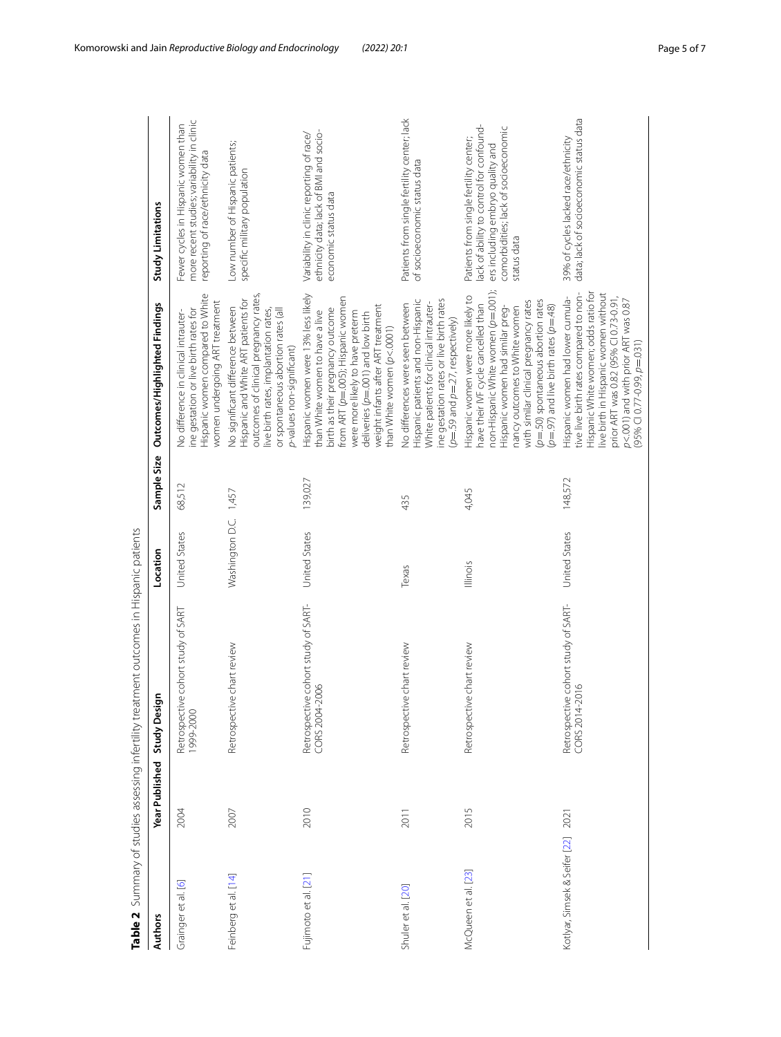**Table 2** Summary of studies assessing infertility treatment outcomes in Hispanic patients

| Authors | Year Published | Study Design | Location | Sample Size | Outcomes/Highlighted Findings | Study Limitations |
|---|---|---|---|---|---|---|
| Grainger et al. [6] | 2004 | Retrospective cohort study of SART 1999-2000 | United States | 68,512 | No difference in clinical intrauterine gestation or live birth rates for Hispanic women compared to White women undergoing ART treatment | Fewer cycles in Hispanic women than more recent studies; variability in clinic reporting of race/ethnicity data |
| Feinberg et al. [14] | 2007 | Retrospective chart review | Washington D.C. | 1,457 | No significant difference between Hispanic and White ART patients for outcomes of clinical pregnancy rates, live birth rates, implantation rates, or spontaneous abortion rates (all p-values non-significant) | Low number of Hispanic patients; specific military population |
| Fujimoto et al. [21] | 2010 | Retrospective cohort study of SART-CORS 2004-2006 | United States | 139,027 | Hispanic women were 13% less likely than White women to have a live birth as their pregnancy outcome from ART ($p=.005$); Hispanic women were more likely to have preterm deliveries ($p=.001$) and low birth weight infants after ART treatment than White women ($p<.0001$) | Variability in clinic reporting of race/ethnicity data; lack of BMI and socio-economic status data |
| Shuler et al. [20] | 2011 | Retrospective chart review | Texas | 435 | No differences were seen between Hispanic patients and non-Hispanic White patients for clinical intrauterine gestation rates or live birth rates ($p=.59$ and $p=.27$, respectively) | Patients from single fertility center; lack of socioeconomic status data |
| McQueen et al. [23] | 2015 | Retrospective chart review | Illinois | 4,045 | Hispanic women were more likely to have their IVF cycle cancelled than non-Hispanic White women ($p=.001$); Hispanic women had similar pregnancy outcomes to White women with similar clinical pregnancy rates ($p=.50$) spontaneous abortion rates ($p=.97$) and live birth rates ($p=.48$) | Patients from single fertility center; lack of ability to control for confounders including embryo quality and comorbidities; lack of socioeconomic status data |
| Kotlyar, Simsek & Seifer [22] | 2021 | Retrospective cohort study of SART-CORS 2014-2016 | United States | 148,572 | Hispanic women had lower cumulative live birth rates compared to non-Hispanic White women; odds ratio for live birth in Hispanic women without prior ART was 0.82 (95% CI 0.73-0.91, $p<.001$) and with prior ART was 0.87 (95% CI 0.77-0.99, $p=.031$) | 39% of cycles lacked race/ethnicity data; lack of socioeconomic status data |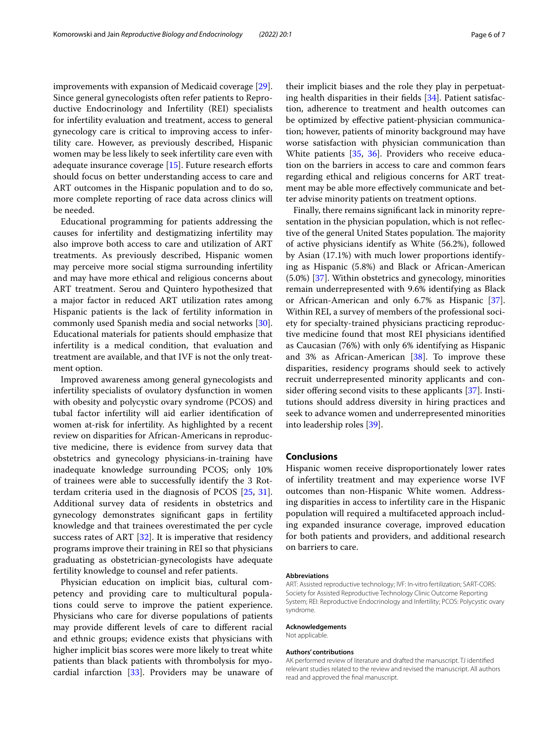improvements with expansion of Medicaid coverage [29]. Since general gynecologists often refer patients to Reproductive Endocrinology and Infertility (REI) specialists for infertility evaluation and treatment, access to general gynecology care is critical to improving access to infertility care. However, as previously described, Hispanic women may be less likely to seek infertility care even with adequate insurance coverage [15]. Future research efforts should focus on better understanding access to care and ART outcomes in the Hispanic population and to do so, more complete reporting of race data across clinics will be needed.

Educational programming for patients addressing the causes for infertility and destigmatizing infertility may also improve both access to care and utilization of ART treatments. As previously described, Hispanic women may perceive more social stigma surrounding infertility and may have more ethical and religious concerns about ART treatment. Serou and Quintero hypothesized that a major factor in reduced ART utilization rates among Hispanic patients is the lack of fertility information in commonly used Spanish media and social networks [30]. Educational materials for patients should emphasize that infertility is a medical condition, that evaluation and treatment are available, and that IVF is not the only treatment option.

Improved awareness among general gynecologists and infertility specialists of ovulatory dysfunction in women with obesity and polycystic ovary syndrome (PCOS) and tubal factor infertility will aid earlier identification of women at-risk for infertility. As highlighted by a recent review on disparities for African-Americans in reproductive medicine, there is evidence from survey data that obstetrics and gynecology physicians-in-training have inadequate knowledge surrounding PCOS; only 10% of trainees were able to successfully identify the 3 Rotterdam criteria used in the diagnosis of PCOS [25, 31]. Additional survey data of residents in obstetrics and gynecology demonstrates significant gaps in fertility knowledge and that trainees overestimated the per cycle success rates of ART [32]. It is imperative that residency programs improve their training in REI so that physicians graduating as obstetrician-gynecologists have adequate fertility knowledge to counsel and refer patients.

Physician education on implicit bias, cultural competency and providing care to multicultural populations could serve to improve the patient experience. Physicians who care for diverse populations of patients may provide different levels of care to different racial and ethnic groups; evidence exists that physicians with higher implicit bias scores were more likely to treat white patients than black patients with thrombolysis for myocardial infarction [33]. Providers may be unaware of their implicit biases and the role they play in perpetuating health disparities in their fields [34]. Patient satisfaction, adherence to treatment and health outcomes can be optimized by effective patient-physician communication; however, patients of minority background may have worse satisfaction with physician communication than White patients [35, 36]. Providers who receive education on the barriers in access to care and common fears regarding ethical and religious concerns for ART treatment may be able more effectively communicate and better advise minority patients on treatment options.

Finally, there remains significant lack in minority representation in the physician population, which is not reflective of the general United States population. The majority of active physicians identify as White (56.2%), followed by Asian (17.1%) with much lower proportions identifying as Hispanic (5.8%) and Black or African-American (5.0%) [37]. Within obstetrics and gynecology, minorities remain underrepresented with 9.6% identifying as Black or African-American and only 6.7% as Hispanic [37]. Within REI, a survey of members of the professional society for specialty-trained physicians practicing reproductive medicine found that most REI physicians identified as Caucasian (76%) with only 6% identifying as Hispanic and 3% as African-American [38]. To improve these disparities, residency programs should seek to actively recruit underrepresented minority applicants and consider offering second visits to these applicants [37]. Institutions should address diversity in hiring practices and seek to advance women and underrepresented minorities into leadership roles [39].

## Conclusions

Hispanic women receive disproportionately lower rates of infertility treatment and may experience worse IVF outcomes than non-Hispanic White women. Addressing disparities in access to infertility care in the Hispanic population will required a multifaceted approach including expanded insurance coverage, improved education for both patients and providers, and additional research on barriers to care.

#### Abbreviations

ART: Assisted reproductive technology; IVF: In-vitro fertilization; SART-CORS: Society for Assisted Reproductive Technology Clinic Outcome Reporting System; REI: Reproductive Endocrinology and Infertility; PCOS: Polycystic ovary syndrome.

#### Acknowledgements

Not applicable.

#### Authors' contributions

AK performed review of literature and drafted the manuscript. TJ identified relevant studies related to the review and revised the manuscript. All authors read and approved the final manuscript.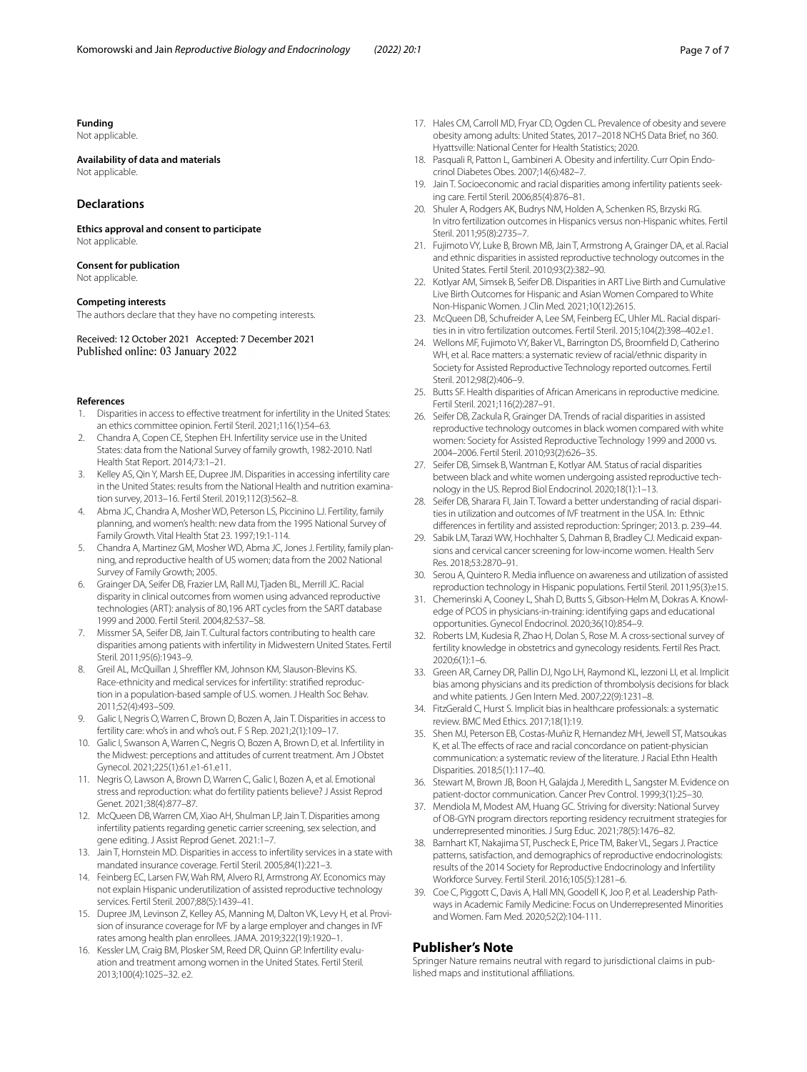**Funding**

Not applicable.

**Availability of data and materials**

Not applicable.

## Declarations

**Ethics approval and consent to participate**

Not applicable.

**Consent for publication**

Not applicable.

**Competing interests**

The authors declare that they have no competing interests.

Received: 12 October 2021 Accepted: 7 December 2021
Published online: 03 January 2022

**References**

1. Disparities in access to effective treatment for infertility in the United States: an ethics committee opinion. Fertil Steril. 2021;116(1):54–63.
2. Chandra A, Copen CE, Stephen EH. Infertility service use in the United States: data from the National Survey of family growth, 1982-2010. Natl Health Stat Report. 2014;73:1–21.
3. Kelley AS, Qin Y, Marsh EE, Dupree JM. Disparities in accessing infertility care in the United States: results from the National Health and nutrition examination survey, 2013–16. Fertil Steril. 2019;112(3):562–8.
4. Abma JC, Chandra A, Mosher WD, Peterson LS, Piccinino LJ. Fertility, family planning, and women's health: new data from the 1995 National Survey of Family Growth. Vital Health Stat 23. 1997;19:1-114.
5. Chandra A, Martinez GM, Mosher WD, Abma JC, Jones J. Fertility, family planning, and reproductive health of US women; data from the 2002 National Survey of Family Growth; 2005.
6. Grainger DA, Seifer DB, Frazier LM, Rall MJ, Tjaden BL, Merrill JC. Racial disparity in clinical outcomes from women using advanced reproductive technologies (ART): analysis of 80,196 ART cycles from the SART database 1999 and 2000. Fertil Steril. 2004;82:S37–S8.
7. Missmer SA, Seifer DB, Jain T. Cultural factors contributing to health care disparities among patients with infertility in Midwestern United States. Fertil Steril. 2011;95(6):1943–9.
8. Greil AL, McQuillan J, Shreffler KM, Johnson KM, Slauson-Blevins KS. Race-ethnicity and medical services for infertility: stratified reproduction in a population-based sample of U.S. women. J Health Soc Behav. 2011;52(4):493–509.
9. Galic I, Negris O, Warren C, Brown D, Bozen A, Jain T. Disparities in access to fertility care: who's in and who's out. F S Rep. 2021;2(1):109–17.
10. Galic I, Swanson A, Warren C, Negris O, Bozen A, Brown D, et al. Infertility in the Midwest: perceptions and attitudes of current treatment. Am J Obstet Gynecol. 2021;225(1):61.e1-61.e11.
11. Negris O, Lawson A, Brown D, Warren C, Galic I, Bozen A, et al. Emotional stress and reproduction: what do fertility patients believe? J Assist Reprod Genet. 2021;38(4):877–87.
12. McQueen DB, Warren CM, Xiao AH, Shulman LP, Jain T. Disparities among infertility patients regarding genetic carrier screening, sex selection, and gene editing. J Assist Reprod Genet. 2021:1–7.
13. Jain T, Hornstein MD. Disparities in access to infertility services in a state with mandated insurance coverage. Fertil Steril. 2005;84(1):221–3.
14. Feinberg EC, Larsen FW, Wah RM, Alvero RJ, Armstrong AY. Economics may not explain Hispanic underutilization of assisted reproductive technology services. Fertil Steril. 2007;88(5):1439–41.
15. Dupree JM, Levinson Z, Kelley AS, Manning M, Dalton VK, Levy H, et al. Provision of insurance coverage for IVF by a large employer and changes in IVF rates among health plan enrollees. JAMA. 2019;322(19):1920–1.
16. Kessler LM, Craig BM, Plosker SM, Reed DR, Quinn GP. Infertility evaluation and treatment among women in the United States. Fertil Steril. 2013;100(4):1025–32. e2.
17. Hales CM, Carroll MD, Fryar CD, Ogden CL. Prevalence of obesity and severe obesity among adults: United States, 2017–2018 NCHS Data Brief, no 360. Hyattsville: National Center for Health Statistics; 2020.
18. Pasquali R, Patton L, Gambineri A. Obesity and infertility. Curr Opin Endocrinol Diabetes Obes. 2007;14(6):482–7.
19. Jain T. Socioeconomic and racial disparities among infertility patients seeking care. Fertil Steril. 2006;85(4):876–81.
20. Shuler A, Rodgers AK, Budrys NM, Holden A, Schenken RS, Brzyski RG. In vitro fertilization outcomes in Hispanics versus non-Hispanic whites. Fertil Steril. 2011;95(8):2735–7.
21. Fujimoto VY, Luke B, Brown MB, Jain T, Armstrong A, Grainger DA, et al. Racial and ethnic disparities in assisted reproductive technology outcomes in the United States. Fertil Steril. 2010;93(2):382–90.
22. Kotlyar AM, Simsek B, Seifer DB. Disparities in ART Live Birth and Cumulative Live Birth Outcomes for Hispanic and Asian Women Compared to White Non-Hispanic Women. J Clin Med. 2021;10(12):2615.
23. McQueen DB, Schufreider A, Lee SM, Feinberg EC, Uhler ML. Racial disparities in in vitro fertilization outcomes. Fertil Steril. 2015;104(2):398–402.e1.
24. Wellons MF, Fujimoto VY, Baker VL, Barrington DS, Broomfield D, Catherino WH, et al. Race matters: a systematic review of racial/ethnic disparity in Society for Assisted Reproductive Technology reported outcomes. Fertil Steril. 2012;98(2):406–9.
25. Butts SF. Health disparities of African Americans in reproductive medicine. Fertil Steril. 2021;116(2):287–91.
26. Seifer DB, Zackula R, Grainger DA. Trends of racial disparities in assisted reproductive technology outcomes in black women compared with white women: Society for Assisted Reproductive Technology 1999 and 2000 vs. 2004–2006. Fertil Steril. 2010;93(2):626–35.
27. Seifer DB, Simsek B, Wantman E, Kotlyar AM. Status of racial disparities between black and white women undergoing assisted reproductive technology in the US. Reprod Biol Endocrinol. 2020;18(1):1–13.
28. Seifer DB, Sharara FI, Jain T. Toward a better understanding of racial disparities in utilization and outcomes of IVF treatment in the USA. In: Ethnic differences in fertility and assisted reproduction: Springer; 2013. p. 239–44.
29. Sabik LM, Tarazi WW, Hochhalter S, Dahman B, Bradley CJ. Medicaid expansions and cervical cancer screening for low-income women. Health Serv Res. 2018;53:2870–91.
30. Serou A, Quintero R. Media influence on awareness and utilization of assisted reproduction technology in Hispanic populations. Fertil Steril. 2011;95(3):e15.
31. Chemerinski A, Cooney L, Shah D, Butts S, Gibson-Helm M, Dokras A. Knowledge of PCOS in physicians-in-training: identifying gaps and educational opportunities. Gynecol Endocrinol. 2020;36(10):854–9.
32. Roberts LM, Kudesia R, Zhao H, Dolan S, Rose M. A cross-sectional survey of fertility knowledge in obstetrics and gynecology residents. Fertil Res Pract. 2020;6(1):1–6.
33. Green AR, Carney DR, Pallin DJ, Ngo LH, Raymond KL, Iezzoni LI, et al. Implicit bias among physicians and its prediction of thrombolysis decisions for black and white patients. J Gen Intern Med. 2007;22(9):1231–8.
34. FitzGerald C, Hurst S. Implicit bias in healthcare professionals: a systematic review. BMC Med Ethics. 2017;18(1):19.
35. Shen MJ, Peterson EB, Costas-Muñiz R, Hernandez MH, Jewell ST, Matsoukas K, et al. The effects of race and racial concordance on patient-physician communication: a systematic review of the literature. J Racial Ethn Health Disparities. 2018;5(1):117–40.
36. Stewart M, Brown JB, Boon H, Galajda J, Meredith L, Sangster M. Evidence on patient-doctor communication. Cancer Prev Control. 1999;3(1):25–30.
37. Mendiola M, Modest AM, Huang GC. Striving for diversity: National Survey of OB-GYN program directors reporting residency recruitment strategies for underrepresented minorities. J Surg Educ. 2021;78(5):1476–82.
38. Barnhart KT, Nakajima ST, Puscheck E, Price TM, Baker VL, Segars J. Practice patterns, satisfaction, and demographics of reproductive endocrinologists: results of the 2014 Society for Reproductive Endocrinology and Infertility Workforce Survey. Fertil Steril. 2016;105(5):1281–6.
39. Coe C, Piggott C, Davis A, Hall MN, Goodell K, Joo P, et al. Leadership Pathways in Academic Family Medicine: Focus on Underrepresented Minorities and Women. Fam Med. 2020;52(2):104-111.

## Publisher's Note

Springer Nature remains neutral with regard to jurisdictional claims in published maps and institutional affiliations.